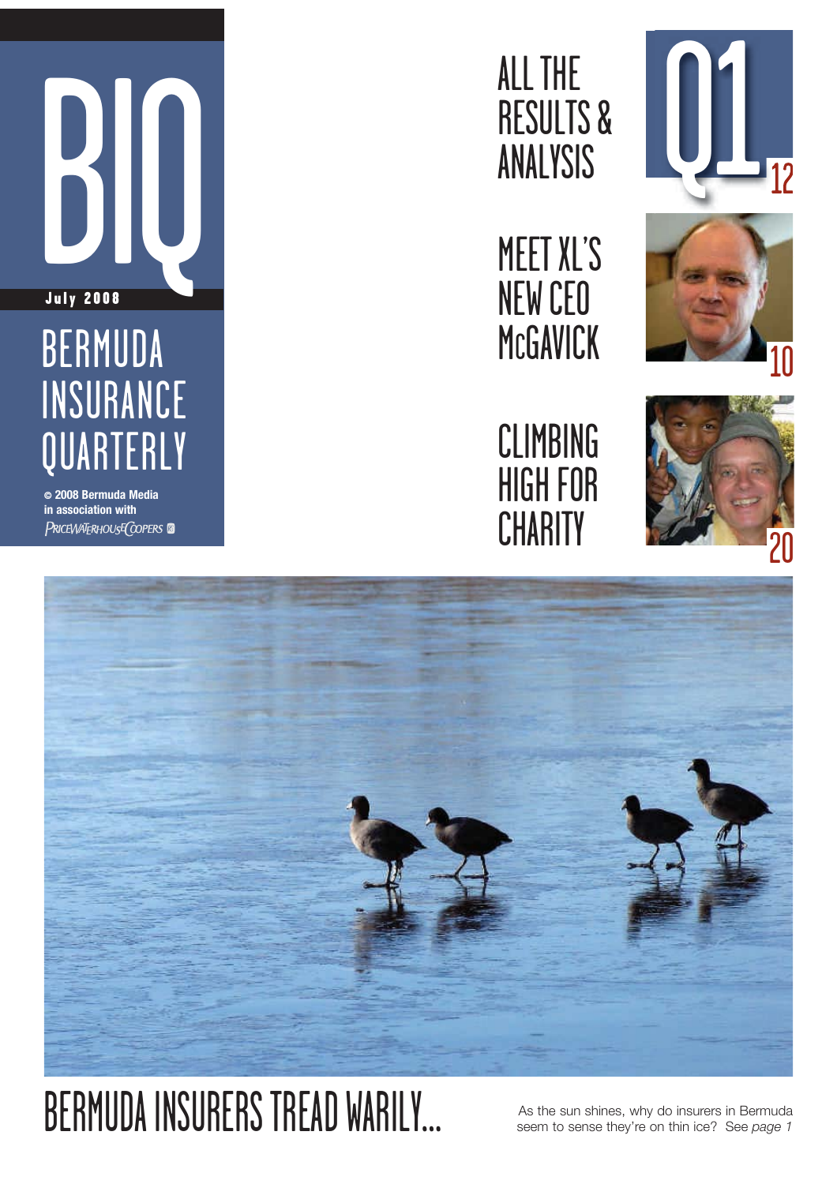# BIQ

**July 2008**

## BERMUDA INSURANCE QUARTERLY

© 2008 Bermuda Media
in association with
PRICEWATERHOUSECOOPERS

## ALL THE RESULTS & ANALYSIS

Q1 12

## MEET XL'S NEW CEO McGAVICK

10

## CLIMBING HIGH FOR CHARITY

20

# BERMUDA INSURERS TREAD WARILY...

As the sun shines, why do insurers in Bermuda seem to sense they're on thin ice? See *page 1*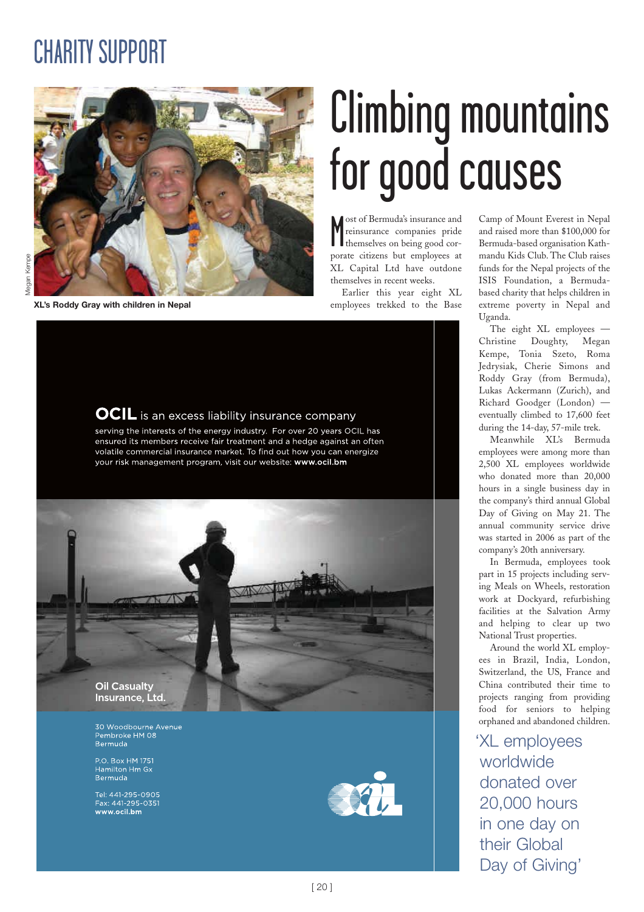# CHARITY SUPPORT

Megan Kempe

**XL's Roddy Gray with children in Nepal**

# Climbing mountains for good causes

Most of Bermuda's insurance and reinsurance companies pride themselves on being good corporate citizens but employees at XL Capital Ltd have outdone themselves in recent weeks.

Earlier this year eight XL employees trekked to the Base Camp of Mount Everest in Nepal and raised more than $100,000 for Bermuda-based organisation Kathmandu Kids Club. The Club raises funds for the Nepal projects of the ISIS Foundation, a Bermuda-based charity that helps children in extreme poverty in Nepal and Uganda.

The eight XL employees — Christine Doughty, Megan Kempe, Tonia Szeto, Roma Jedrysiak, Cherie Simons and Roddy Gray (from Bermuda), Lukas Ackermann (Zurich), and Richard Goodger (London) — eventually climbed to 17,600 feet during the 14-day, 57-mile trek.

Meanwhile XL's Bermuda employees were among more than 2,500 XL employees worldwide who donated more than 20,000 hours in a single business day in the company's third annual Global Day of Giving on May 21. The annual community service drive was started in 2006 as part of the company's 20th anniversary.

In Bermuda, employees took part in 15 projects including serving Meals on Wheels, restoration work at Dockyard, refurbishing facilities at the Salvation Army and helping to clear up two National Trust properties.

Around the world XL employees in Brazil, India, London, Switzerland, the US, France and China contributed their time to projects ranging from providing food for seniors to helping orphaned and abandoned children.

> 'XL employees worldwide donated over 20,000 hours in one day on their Global Day of Giving'

**OCIL** is an excess liability insurance company serving the interests of the energy industry. For over 20 years OCIL has ensured its members receive fair treatment and a hedge against an often volatile commercial insurance market. To find out how you can energize your risk management program, visit our website: **www.ocil.bm**

**Oil Casualty Insurance, Ltd.**

30 Woodbourne Avenue
Pembroke HM 08
Bermuda

P.O. Box HM 1751
Hamilton Hm Gx
Bermuda

Tel: 441-295-0905
Fax: 441-295-0351
**www.ocil.bm**